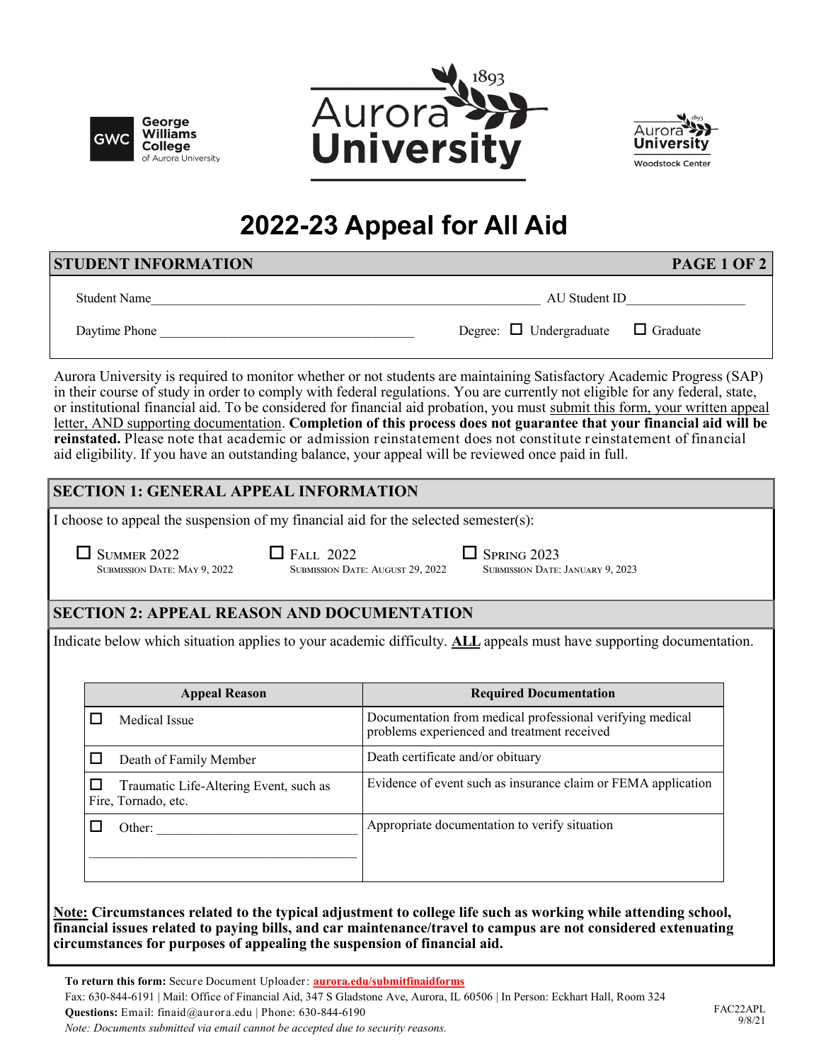George Williams College of Aurora University | Aurora University 1893 | Aurora University Woodstock Center

# 2022-23 Appeal for All Aid

## STUDENT INFORMATION

Student Name____________________________________________ AU Student ID________________

Daytime Phone ______________________________ Degree: ☐ Undergraduate ☐ Graduate

Aurora University is required to monitor whether or not students are maintaining Satisfactory Academic Progress (SAP) in their course of study in order to comply with federal regulations. You are currently not eligible for any federal, state, or institutional financial aid. To be considered for financial aid probation, you must submit this form, your written appeal letter, AND supporting documentation. **Completion of this process does not guarantee that your financial aid will be reinstated.** Please note that academic or admission reinstatement does not constitute reinstatement of financial aid eligibility. If you have an outstanding balance, your appeal will be reviewed once paid in full.

## SECTION 1: GENERAL APPEAL INFORMATION

I choose to appeal the suspension of my financial aid for the selected semester(s):

☐ SUMMER 2022 — SUBMISSION DATE: MAY 9, 2022

☐ FALL 2022 — SUBMISSION DATE: AUGUST 29, 2022

☐ SPRING 2023 — SUBMISSION DATE: JANUARY 9, 2023

## SECTION 2: APPEAL REASON AND DOCUMENTATION

Indicate below which situation applies to your academic difficulty. **ALL** appeals must have supporting documentation.

| Appeal Reason | Required Documentation |
|---|---|
| ☐ Medical Issue | Documentation from medical professional verifying medical problems experienced and treatment received |
| ☐ Death of Family Member | Death certificate and/or obituary |
| ☐ Traumatic Life-Altering Event, such as Fire, Tornado, etc. | Evidence of event such as insurance claim or FEMA application |
| ☐ Other: ______________________________ ______________________________ | Appropriate documentation to verify situation |

**Note: Circumstances related to the typical adjustment to college life such as working while attending school, financial issues related to paying bills, and car maintenance/travel to campus are not considered extenuating circumstances for purposes of appealing the suspension of financial aid.**

**To return this form:** Secure Document Uploader: aurora.edu/submitfinaidforms

Fax: 630-844-6191 | Mail: Office of Financial Aid, 347 S Gladstone Ave, Aurora, IL 60506 | In Person: Eckhart Hall, Room 324

**Questions:** Email: finaid@aurora.edu | Phone: 630-844-6190

*Note: Documents submitted via email cannot be accepted due to security reasons.*

FAC22APL 9/8/21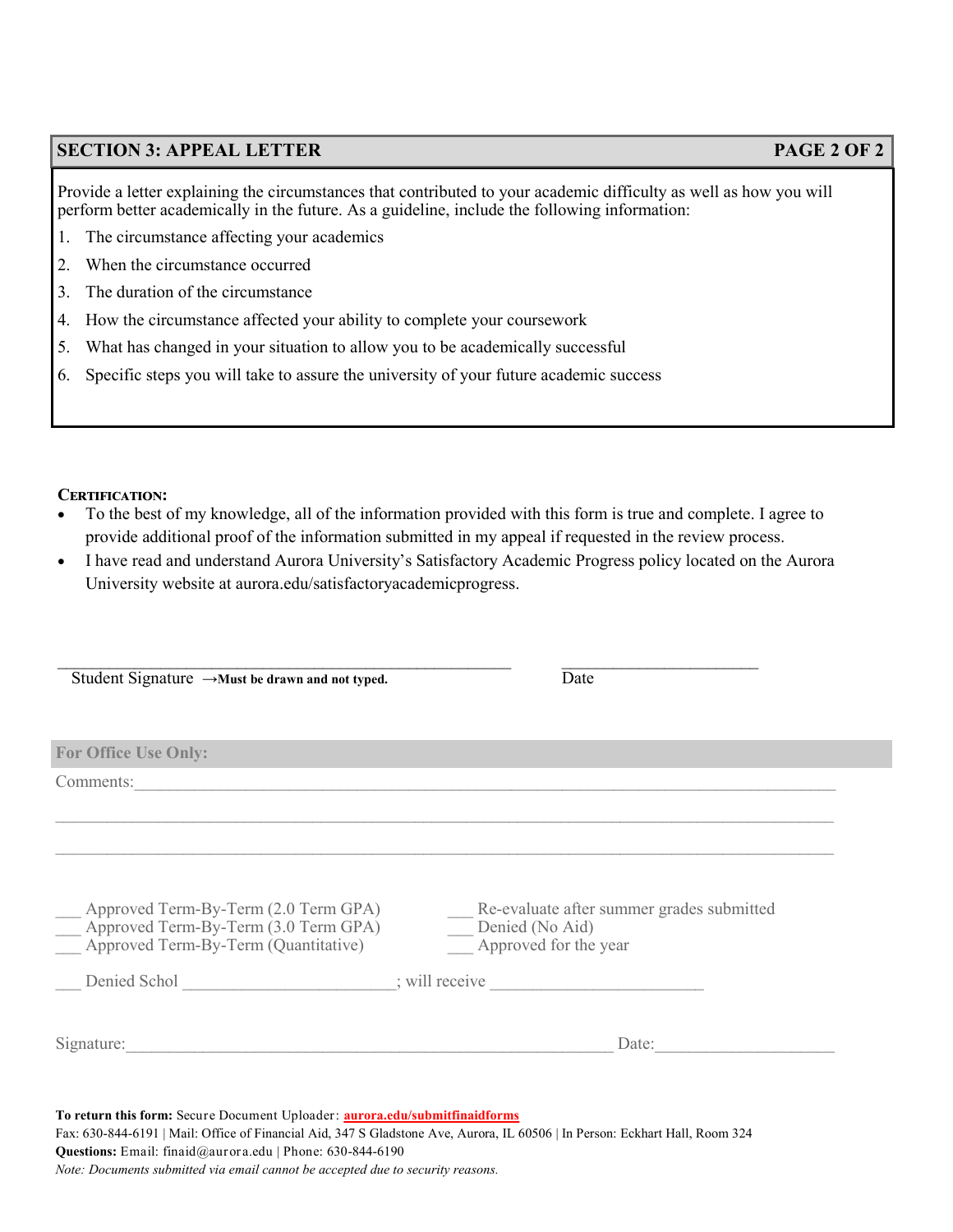## SECTION 3: APPEAL LETTER

Provide a letter explaining the circumstances that contributed to your academic difficulty as well as how you will perform better academically in the future. As a guideline, include the following information:

1. The circumstance affecting your academics
2. When the circumstance occurred
3. The duration of the circumstance
4. How the circumstance affected your ability to complete your coursework
5. What has changed in your situation to allow you to be academically successful
6. Specific steps you will take to assure the university of your future academic success

**CERTIFICATION:**

- To the best of my knowledge, all of the information provided with this form is true and complete. I agree to provide additional proof of the information submitted in my appeal if requested in the review process.
- I have read and understand Aurora University's Satisfactory Academic Progress policy located on the Aurora University website at aurora.edu/satisfactoryacademicprogress.

_______________________________________________ _______________________

Student Signature →**Must be drawn and not typed.** Date

**For Office Use Only:**

Comments:___________________________________________________________________________

_____________________________________________________________________________________

_____________________________________________________________________________________

___ Approved Term-By-Term (2.0 Term GPA)
___ Approved Term-By-Term (3.0 Term GPA)
___ Approved Term-By-Term (Quantitative)

___ Re-evaluate after summer grades submitted
___ Denied (No Aid)
___ Approved for the year

___ Denied Schol ________________________; will receive ________________________

Signature:___________________________________________________ Date:____________________

**To return this form:** Secure Document Uploader: **aurora.edu/submitfinaidforms**
Fax: 630-844-6191 | Mail: Office of Financial Aid, 347 S Gladstone Ave, Aurora, IL 60506 | In Person: Eckhart Hall, Room 324
**Questions:** Email: finaid@aurora.edu | Phone: 630-844-6190
*Note: Documents submitted via email cannot be accepted due to security reasons.*